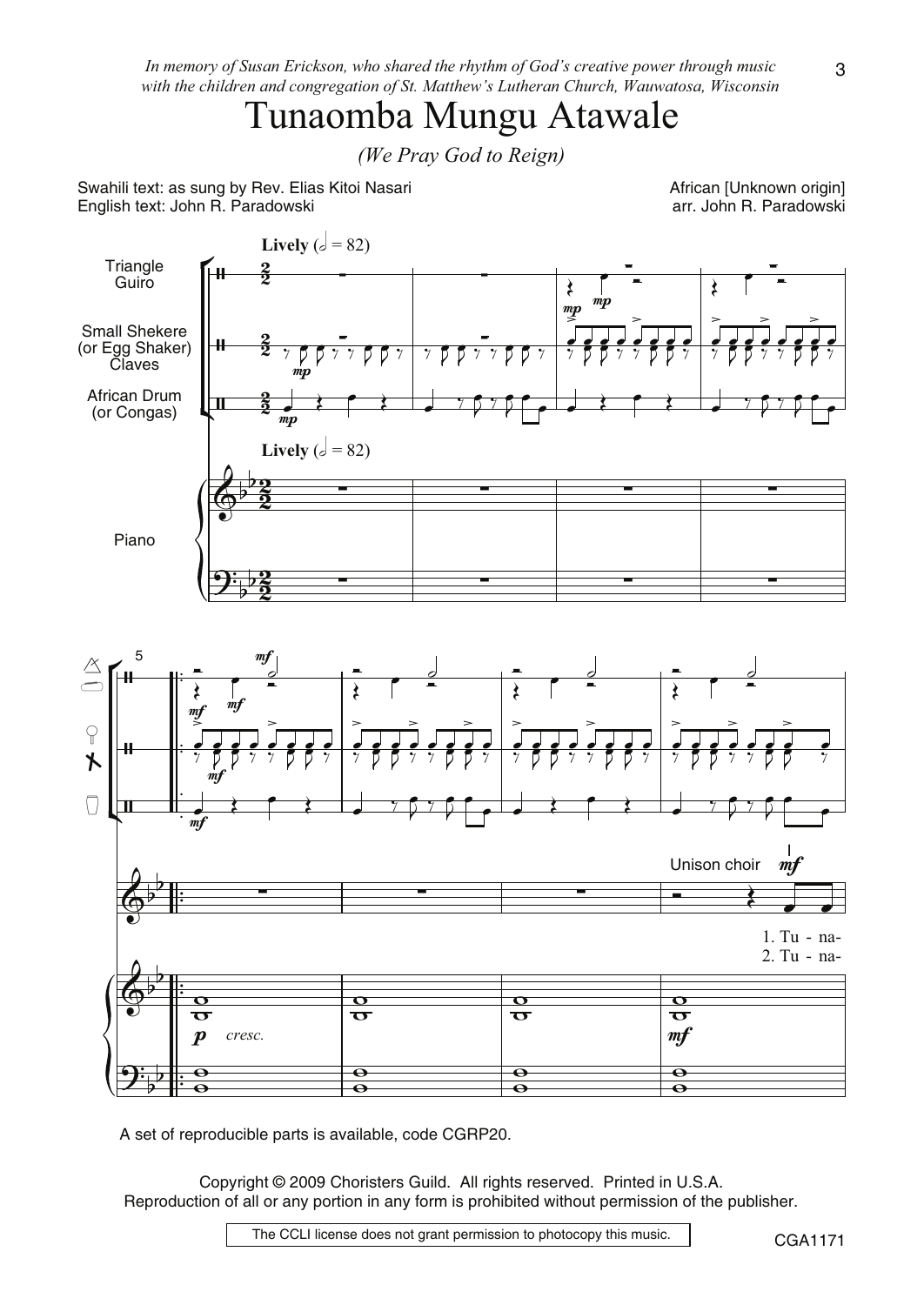*In memory of Susan Erickson, who shared the rhythm of God's creative power through music with the children and congregation of St. Matthew's Lutheran Church, Wauwatosa, Wisconsin*

# Tunaomba Mungu Atawale

*(We Pray God to Reign)*

Swahili text: as sung by Rev. Elias Kitoi Nasari
English text: John R. Paradowski

African [Unknown origin]
arr. John R. Paradowski

**Lively** (𝅗𝅥 = 82)

Triangle / Guiro

Small Shekere (or Egg Shaker) / Claves

African Drum (or Congas)

Piano

Unison choir *mf*

1. Tu - na-
2. Tu - na-

A set of reproducible parts is available, code CGRP20.

Copyright © 2009 Choristers Guild. All rights reserved. Printed in U.S.A.
Reproduction of all or any portion in any form is prohibited without permission of the publisher.

The CCLI license does not grant permission to photocopy this music.

CGA1171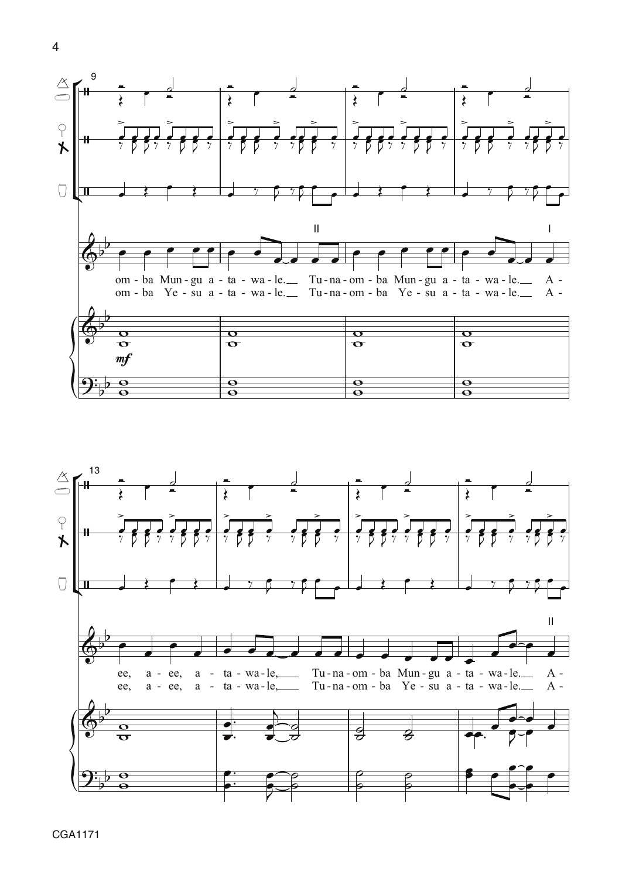9

om - ba Mun - gu a - ta - wa - le. Tu - na - om - ba Mun - gu a - ta - wa - le. A -
om - ba Ye - su a - ta - wa - le. Tu - na - om - ba Ye - su a - ta - wa - le. A -

*mf*

13

ee, a - ee, a - ta - wa - le, Tu - na - om - ba Mun - gu a - ta - wa - le. A -
ee, a - ee, a - ta - wa - le, Tu - na - om - ba Ye - su a - ta - wa - le. A -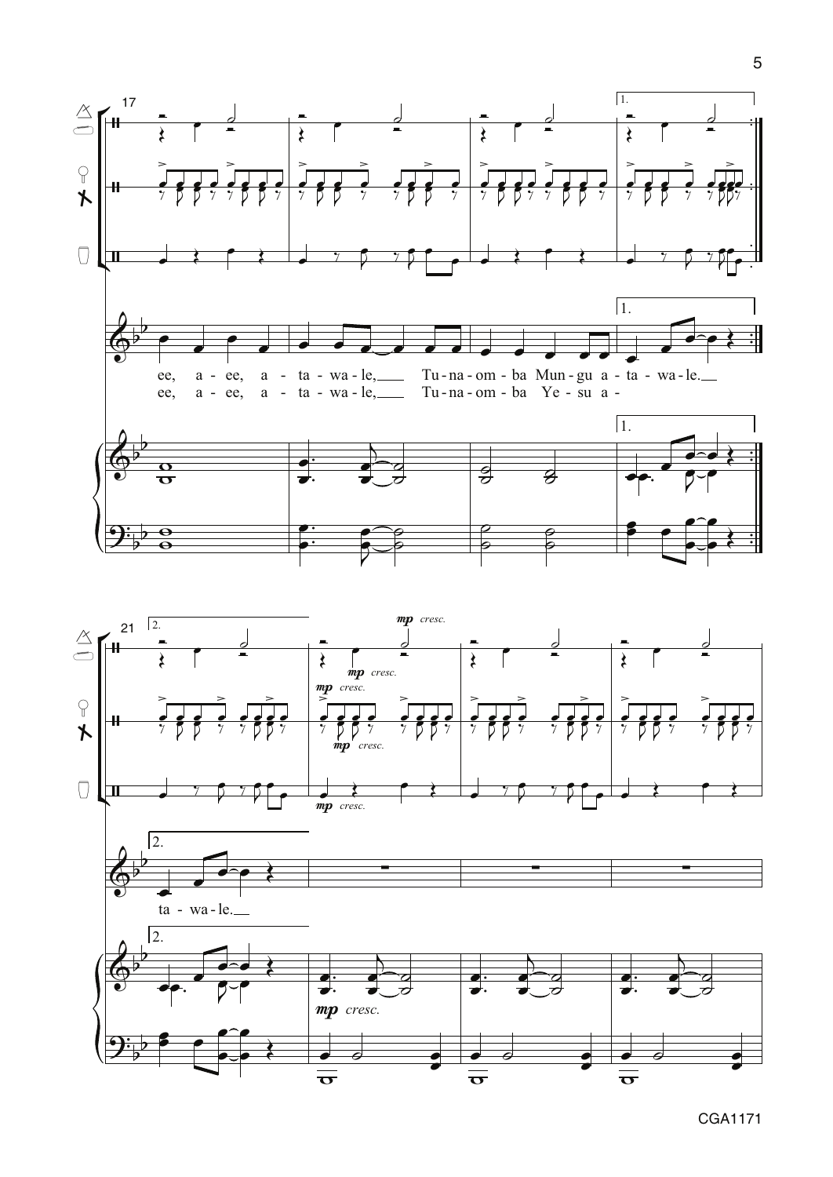17

1.

ee, a - ee, a - ta - wa - le,___ Tu - na - om - ba Mun - gu a - ta - wa - le.__

ee, a - ee, a - ta - wa - le,___ Tu - na - om - ba Ye - su a -

21

2.

*mp cresc.*

ta - wa - le.__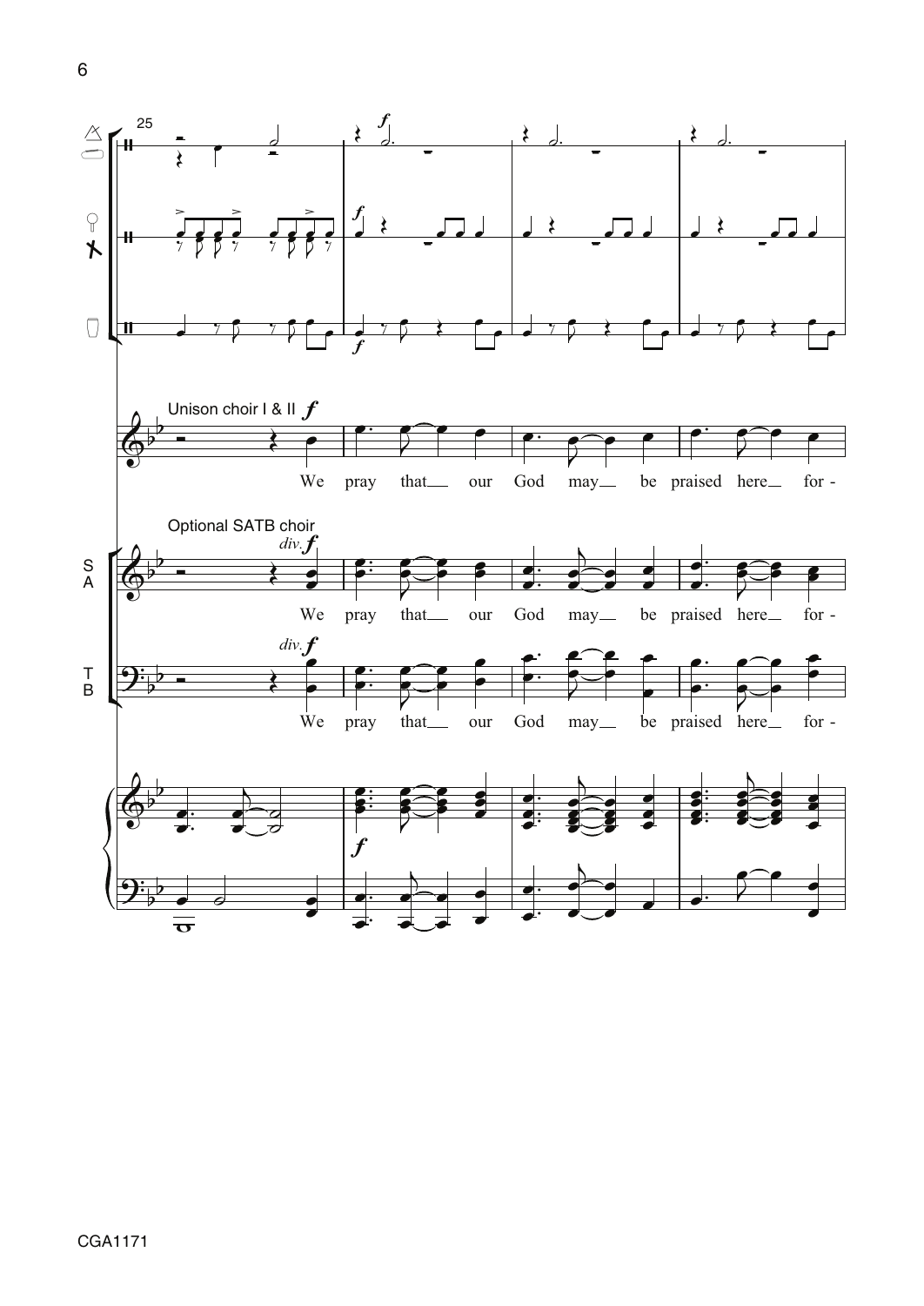Unison choir I & II *f*

We pray that our God may be praised here for -

Optional SATB choir

*div.* *f*

We pray that our God may be praised here for -

*div.* *f*

We pray that our God may be praised here for -